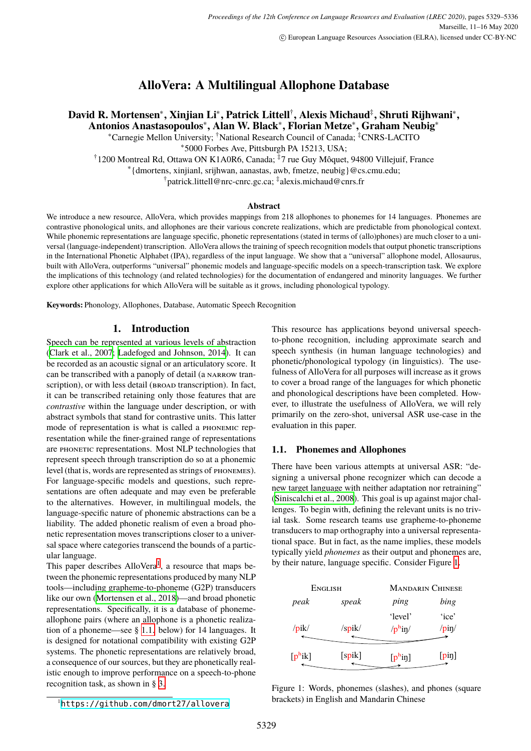# AlloVera: A Multilingual Allophone Database

**David R. Mortensen\*, Xinjian Li\*, Patrick Littell†, Alexis Michaud‡, Shruti Rijhwani\*, Antonios Anastasopoulos\*, Alan W. Black\*, Florian Metze\*, Graham Neubig\***

\*Carnegie Mellon University; †National Research Council of Canada; ‡CNRS-LACITO

\*5000 Forbes Ave, Pittsburgh PA 15213, USA;

†1200 Montreal Rd, Ottawa ON K1A0R6, Canada; ‡7 rue Guy Môquet, 94800 Villejuif, France

\*{dmortens, xinjianl, srijhwan, aanastas, awb, fmetze, neubig}@cs.cmu.edu;

†patrick.littell@nrc-cnrc.gc.ca; ‡alexis.michaud@cnrs.fr

### Abstract

We introduce a new resource, AlloVera, which provides mappings from 218 allophones to phonemes for 14 languages. Phonemes are contrastive phonological units, and allophones are their various concrete realizations, which are predictable from phonological context. While phonemic representations are language specific, phonetic representations (stated in terms of (allo)phones) are much closer to a universal (language-independent) transcription. AlloVera allows the training of speech recognition models that output phonetic transcriptions in the International Phonetic Alphabet (IPA), regardless of the input language. We show that a "universal" allophone model, Allosaurus, built with AlloVera, outperforms "universal" phonemic models and language-specific models on a speech-transcription task. We explore the implications of this technology (and related technologies) for the documentation of endangered and minority languages. We further explore other applications for which AlloVera will be suitable as it grows, including phonological typology.

**Keywords:** Phonology, Allophones, Database, Automatic Speech Recognition

## 1. Introduction

Speech can be represented at various levels of abstraction (Clark et al., 2007; Ladefoged and Johnson, 2014). It can be recorded as an acoustic signal or an articulatory score. It can be transcribed with a panoply of detail (a NARROW transcription), or with less detail (BROAD transcription). In fact, it can be transcribed retaining only those features that are *contrastive* within the language under description, or with abstract symbols that stand for contrastive units. This latter mode of representation is what is called a PHONEMIC representation while the finer-grained range of representations are PHONETIC representations. Most NLP technologies that represent speech through transcription do so at a phonemic level (that is, words are represented as strings of PHONEMES). For language-specific models and questions, such representations are often adequate and may even be preferable to the alternatives. However, in multilingual models, the language-specific nature of phonemic abstractions can be a liability. The added phonetic realism of even a broad phonetic representation moves transcriptions closer to a universal space where categories transcend the bounds of a particular language.

This paper describes AlloVera[1], a resource that maps between the phonemic representations produced by many NLP tools—including grapheme-to-phoneme (G2P) transducers like our own (Mortensen et al., 2018)—and broad phonetic representations. Specifically, it is a database of phoneme-allophone pairs (where an allophone is a phonetic realization of a phoneme—see § 1.1. below) for 14 languages. It is designed for notational compatibility with existing G2P systems. The phonetic representations are relatively broad, a consequence of our sources, but they are phonetically realistic enough to improve performance on a speech-to-phone recognition task, as shown in § 3.

This resource has applications beyond universal speech-to-phone recognition, including approximate search and speech synthesis (in human language technologies) and phonetic/phonological typology (in linguistics). The usefulness of AlloVera for all purposes will increase as it grows to cover a broad range of the languages for which phonetic and phonological descriptions have been completed. However, to illustrate the usefulness of AlloVera, we will rely primarily on the zero-shot, universal ASR use-case in the evaluation in this paper.

### 1.1. Phonemes and Allophones

There have been various attempts at universal ASR: "designing a universal phone recognizer which can decode a new target language with neither adaptation nor retraining" (Siniscalchi et al., 2008). This goal is up against major challenges. To begin with, defining the relevant units is no trivial task. Some research teams use grapheme-to-phoneme transducers to map orthography into a universal representational space. But in fact, as the name implies, these models typically yield *phonemes* as their output and phonemes are, by their nature, language specific. Consider Figure 1.

| ENGLISH | | MANDARIN CHINESE | |
|---|---|---|---|
| *peak* | *speak* | *ping* | *bing* |
| | | 'level' | 'ice' |
| /pik/ | /spik/ | /pʰiŋ/ | /piŋ/ |
| [pʰik] | [spik] | [pʰiŋ] | [piŋ] |

Figure 1: Words, phonemes (slashes), and phones (square brackets) in English and Mandarin Chinese

[1] https://github.com/dmort27/allovera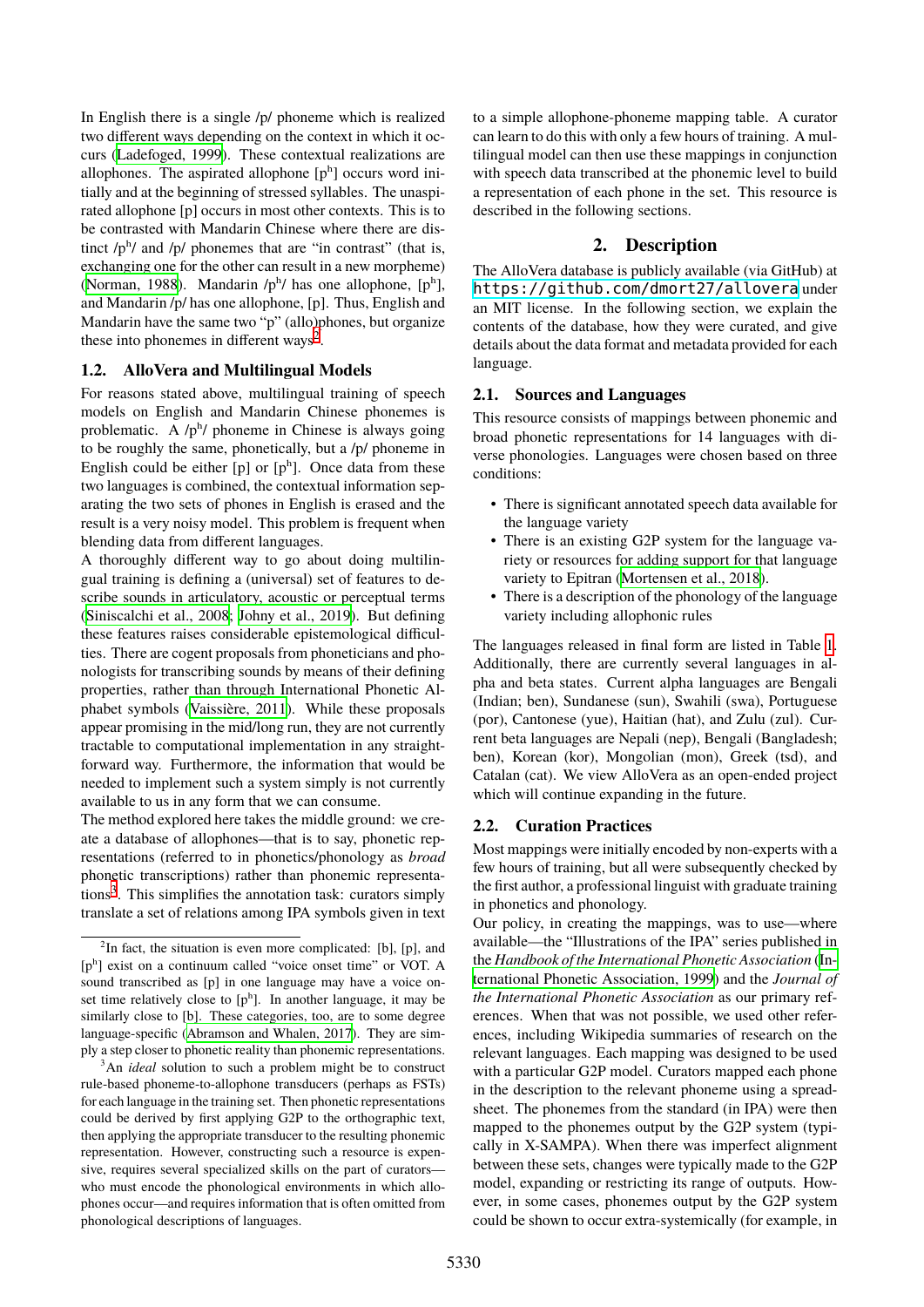In English there is a single /p/ phoneme which is realized two different ways depending on the context in which it occurs (Ladefoged, 1999). These contextual realizations are allophones. The aspirated allophone [pʰ] occurs word initially and at the beginning of stressed syllables. The unaspirated allophone [p] occurs in most other contexts. This is to be contrasted with Mandarin Chinese where there are distinct /pʰ/ and /p/ phonemes that are "in contrast" (that is, exchanging one for the other can result in a new morpheme) (Norman, 1988). Mandarin /pʰ/ has one allophone, [pʰ], and Mandarin /p/ has one allophone, [p]. Thus, English and Mandarin have the same two "p" (allo)phones, but organize these into phonemes in different ways[2].

### 1.2. AlloVera and Multilingual Models

For reasons stated above, multilingual training of speech models on English and Mandarin Chinese phonemes is problematic. A /pʰ/ phoneme in Chinese is always going to be roughly the same, phonetically, but a /p/ phoneme in English could be either [p] or [pʰ]. Once data from these two languages is combined, the contextual information separating the two sets of phones in English is erased and the result is a very noisy model. This problem is frequent when blending data from different languages.

A thoroughly different way to go about doing multilingual training is defining a (universal) set of features to describe sounds in articulatory, acoustic or perceptual terms (Siniscalchi et al., 2008; Johny et al., 2019). But defining these features raises considerable epistemological difficulties. There are cogent proposals from phoneticians and phonologists for transcribing sounds by means of their defining properties, rather than through International Phonetic Alphabet symbols (Vaissière, 2011). While these proposals appear promising in the mid/long run, they are not currently tractable to computational implementation in any straightforward way. Furthermore, the information that would be needed to implement such a system simply is not currently available to us in any form that we can consume.

The method explored here takes the middle ground: we create a database of allophones—that is to say, phonetic representations (referred to in phonetics/phonology as *broad* phonetic transcriptions) rather than phonemic representations[3]. This simplifies the annotation task: curators simply translate a set of relations among IPA symbols given in text to a simple allophone-phoneme mapping table. A curator can learn to do this with only a few hours of training. A multilingual model can then use these mappings in conjunction with speech data transcribed at the phonemic level to build a representation of each phone in the set. This resource is described in the following sections.

## 2. Description

The AlloVera database is publicly available (via GitHub) at `https://github.com/dmort27/allovera` under an MIT license. In the following section, we explain the contents of the database, how they were curated, and give details about the data format and metadata provided for each language.

### 2.1. Sources and Languages

This resource consists of mappings between phonemic and broad phonetic representations for 14 languages with diverse phonologies. Languages were chosen based on three conditions:

- There is significant annotated speech data available for the language variety
- There is an existing G2P system for the language variety or resources for adding support for that language variety to Epitran (Mortensen et al., 2018).
- There is a description of the phonology of the language variety including allophonic rules

The languages released in final form are listed in Table 1. Additionally, there are currently several languages in alpha and beta states. Current alpha languages are Bengali (Indian; ben), Sundanese (sun), Swahili (swa), Portuguese (por), Cantonese (yue), Haitian (hat), and Zulu (zul). Current beta languages are Nepali (nep), Bengali (Bangladesh; ben), Korean (kor), Mongolian (mon), Greek (tsd), and Catalan (cat). We view AlloVera as an open-ended project which will continue expanding in the future.

### 2.2. Curation Practices

Most mappings were initially encoded by non-experts with a few hours of training, but all were subsequently checked by the first author, a professional linguist with graduate training in phonetics and phonology.

Our policy, in creating the mappings, was to use—where available—the "Illustrations of the IPA" series published in the *Handbook of the International Phonetic Association* (International Phonetic Association, 1999) and the *Journal of the International Phonetic Association* as our primary references. When that was not possible, we used other references, including Wikipedia summaries of research on the relevant languages. Each mapping was designed to be used with a particular G2P model. Curators mapped each phone in the description to the relevant phoneme using a spreadsheet. The phonemes from the standard (in IPA) were then mapped to the phonemes output by the G2P system (typically in X-SAMPA). When there was imperfect alignment between these sets, changes were typically made to the G2P model, expanding or restricting its range of outputs. However, in some cases, phonemes output by the G2P system could be shown to occur extra-systemically (for example, in

---

[2] In fact, the situation is even more complicated: [b], [p], and [pʰ] exist on a continuum called "voice onset time" or VOT. A sound transcribed as [p] in one language may have a voice onset time relatively close to [pʰ]. In another language, it may be similarly close to [b]. These categories, too, are to some degree language-specific (Abramson and Whalen, 2017). They are simply a step closer to phonetic reality than phonemic representations.

[3] An *ideal* solution to such a problem might be to construct rule-based phoneme-to-allophone transducers (perhaps as FSTs) for each language in the training set. Then phonetic representations could be derived by first applying G2P to the orthographic text, then applying the appropriate transducer to the resulting phonemic representation. However, constructing such a resource is expensive, requires several specialized skills on the part of curators—who must encode the phonological environments in which allophones occur—and requires information that is often omitted from phonological descriptions of languages.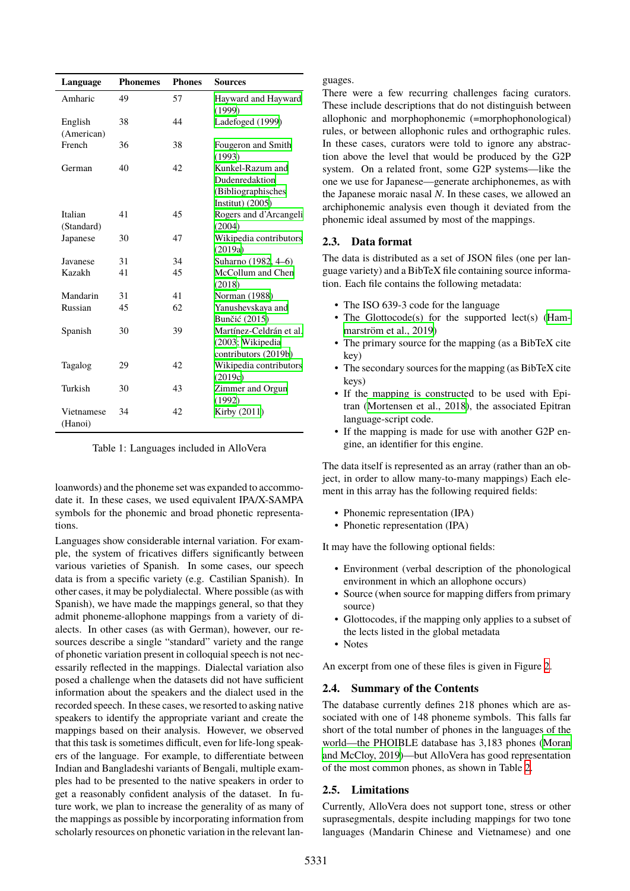| Language | Phonemes | Phones | Sources |
|---|---|---|---|
| Amharic | 49 | 57 | Hayward and Hayward (1999) |
| English (American) | 38 | 44 | Ladefoged (1999) |
| French | 36 | 38 | Fougeron and Smith (1993) |
| German | 40 | 42 | Kunkel-Razum and Dudenredaktion (Bibliographisches Institut) (2005) |
| Italian (Standard) | 41 | 45 | Rogers and d'Arcangeli (2004) |
| Japanese | 30 | 47 | Wikipedia contributors (2019a) |
| Javanese | 31 | 34 | Suharno (1982, 4–6) |
| Kazakh | 41 | 45 | McCollum and Chen (2018) |
| Mandarin | 31 | 41 | Norman (1988) |
| Russian | 45 | 62 | Yanushevskaya and Bunčić (2015) |
| Spanish | 30 | 39 | Martínez-Celdrán et al. (2003; Wikipedia contributors (2019b) |
| Tagalog | 29 | 42 | Wikipedia contributors (2019c) |
| Turkish | 30 | 43 | Zimmer and Orgun (1992) |
| Vietnamese (Hanoi) | 34 | 42 | Kirby (2011) |

Table 1: Languages included in AlloVera

loanwords) and the phoneme set was expanded to accommodate it. In these cases, we used equivalent IPA/X-SAMPA symbols for the phonemic and broad phonetic representations.

Languages show considerable internal variation. For example, the system of fricatives differs significantly between various varieties of Spanish. In some cases, our speech data is from a specific variety (e.g. Castilian Spanish). In other cases, it may be polydialectal. Where possible (as with Spanish), we have made the mappings general, so that they admit phoneme-allophone mappings from a variety of dialects. In other cases (as with German), however, our resources describe a single "standard" variety and the range of phonetic variation present in colloquial speech is not necessarily reflected in the mappings. Dialectal variation also posed a challenge when the datasets did not have sufficient information about the speakers and the dialect used in the recorded speech. In these cases, we resorted to asking native speakers to identify the appropriate variant and create the mappings based on their analysis. However, we observed that this task is sometimes difficult, even for life-long speakers of the language. For example, to differentiate between Indian and Bangladeshi variants of Bengali, multiple examples had to be presented to the native speakers in order to get a reasonably confident analysis of the dataset. In future work, we plan to increase the generality of as many of the mappings as possible by incorporating information from scholarly resources on phonetic variation in the relevant languages.

There were a few recurring challenges facing curators. These include descriptions that do not distinguish between allophonic and morphophonemic (=morphophonological) rules, or between allophonic rules and orthographic rules. In these cases, curators were told to ignore any abstraction above the level that would be produced by the G2P system. On a related front, some G2P systems—like the one we use for Japanese—generate archiphonemes, as with the Japanese moraic nasal *N*. In these cases, we allowed an archiphonemic analysis even though it deviated from the phonemic ideal assumed by most of the mappings.

### 2.3. Data format

The data is distributed as a set of JSON files (one per language variety) and a BibTeX file containing source information. Each file contains the following metadata:

- The ISO 639-3 code for the language
- The Glottocode(s) for the supported lect(s) (Hammarström et al., 2019)
- The primary source for the mapping (as a BibTeX cite key)
- The secondary sources for the mapping (as BibTeX cite keys)
- If the mapping is constructed to be used with Epitran (Mortensen et al., 2018), the associated Epitran language-script code.
- If the mapping is made for use with another G2P engine, an identifier for this engine.

The data itself is represented as an array (rather than an object, in order to allow many-to-many mappings) Each element in this array has the following required fields:

- Phonemic representation (IPA)
- Phonetic representation (IPA)

It may have the following optional fields:

- Environment (verbal description of the phonological environment in which an allophone occurs)
- Source (when source for mapping differs from primary source)
- Glottocodes, if the mapping only applies to a subset of the lects listed in the global metadata
- Notes

An excerpt from one of these files is given in Figure 2.

### 2.4. Summary of the Contents

The database currently defines 218 phones which are associated with one of 148 phoneme symbols. This falls far short of the total number of phones in the languages of the world—the PHOIBLE database has 3,183 phones (Moran and McCloy, 2019)—but AlloVera has good representation of the most common phones, as shown in Table 2.

### 2.5. Limitations

Currently, AlloVera does not support tone, stress or other suprasegmentals, despite including mappings for two tone languages (Mandarin Chinese and Vietnamese) and one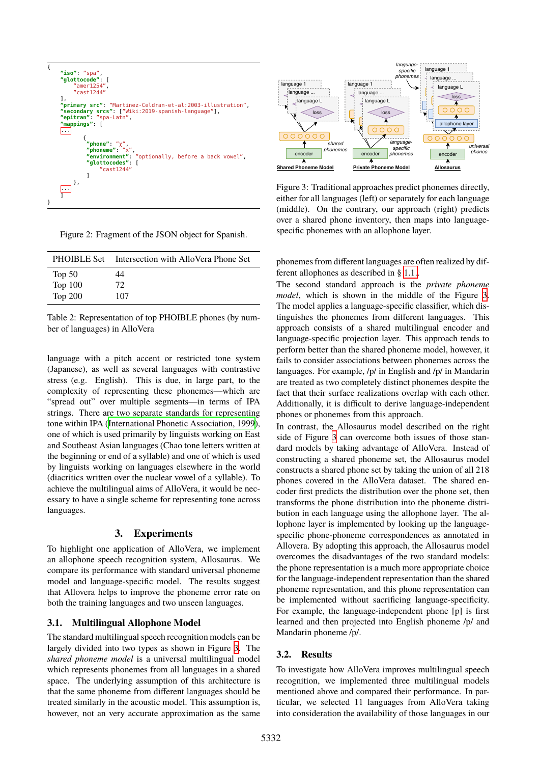```
{
    "iso": "spa",
    "glottocode": [
        "amer1254",
        "cast1244"
    ],
    "primary src": "Martinez-Celdran-et-al:2003-illustration",
    "secondary srcs": ["Wiki:2019-spanish-language"],
    "epitran": "spa-Latn",
    "mappings": [
    ...
            {
            "phone": "χ",
            "phoneme": "x",
            "environment": "optionally, before a back vowel",
            "glottocodes": [
                "cast1244"
            ]
        },
    ...
    ]
}
```

Figure 2: Fragment of the JSON object for Spanish.

| PHOIBLE Set | Intersection with AlloVera Phone Set |
|---|---|
| Top 50 | 44 |
| Top 100 | 72 |
| Top 200 | 107 |

Table 2: Representation of top PHOIBLE phones (by number of languages) in AlloVera

language with a pitch accent or restricted tone system (Japanese), as well as several languages with contrastive stress (e.g. English). This is due, in large part, to the complexity of representing these phonemes—which are "spread out" over multiple segments—in terms of IPA strings. There are two separate standards for representing tone within IPA (International Phonetic Association, 1999), one of which is used primarily by linguists working on East and Southeast Asian languages (Chao tone letters written at the beginning or end of a syllable) and one of which is used by linguists working on languages elsewhere in the world (diacritics written over the nuclear vowel of a syllable). To achieve the multilingual aims of AlloVera, it would be necessary to have a single scheme for representing tone across languages.

## 3. Experiments

To highlight one application of AlloVera, we implement an allophone speech recognition system, Allosaurus. We compare its performance with standard universal phoneme model and language-specific model. The results suggest that Allovera helps to improve the phoneme error rate on both the training languages and two unseen languages.

### 3.1. Multilingual Allophone Model

The standard multilingual speech recognition models can be largely divided into two types as shown in Figure 3. The *shared phoneme model* is a universal multilingual model which represents phonemes from all languages in a shared space. The underlying assumption of this architecture is that the same phoneme from different languages should be treated similarly in the acoustic model. This assumption is, however, not an very accurate approximation as the same phonemes from different languages are often realized by different allophones as described in § 1.1.

Figure 3: Traditional approaches predict phonemes directly, either for all languages (left) or separately for each language (middle). On the contrary, our approach (right) predicts over a shared phone inventory, then maps into language-specific phonemes with an allophone layer.

The second standard approach is the *private phoneme model*, which is shown in the middle of the Figure 3. The model applies a language-specific classifier, which distinguishes the phonemes from different languages. This approach consists of a shared multilingual encoder and language-specific projection layer. This approach tends to perform better than the shared phoneme model, however, it fails to consider associations between phonemes across the languages. For example, /p/ in English and /p/ in Mandarin are treated as two completely distinct phonemes despite the fact that their surface realizations overlap with each other. Additionally, it is difficult to derive language-independent phones or phonemes from this approach.

In contrast, the Allosaurus model described on the right side of Figure 3 can overcome both issues of those standard models by taking advantage of AlloVera. Instead of constructing a shared phoneme set, the Allosaurus model constructs a shared phone set by taking the union of all 218 phones covered in the AlloVera dataset. The shared encoder first predicts the distribution over the phone set, then transforms the phone distribution into the phoneme distribution in each language using the allophone layer. The allophone layer is implemented by looking up the language-specific phone-phoneme correspondences as annotated in Allovera. By adopting this approach, the Allosaurus model overcomes the disadvantages of the two standard models: the phone representation is a much more appropriate choice for the language-independent representation than the shared phoneme representation, and this phone representation can be implemented without sacrificing language-specificity. For example, the language-independent phone [p] is first learned and then projected into English phoneme /p/ and Mandarin phoneme /p/.

### 3.2. Results

To investigate how AlloVera improves multilingual speech recognition, we implemented three multilingual models mentioned above and compared their performance. In particular, we selected 11 languages from AlloVera taking into consideration the availability of those languages in our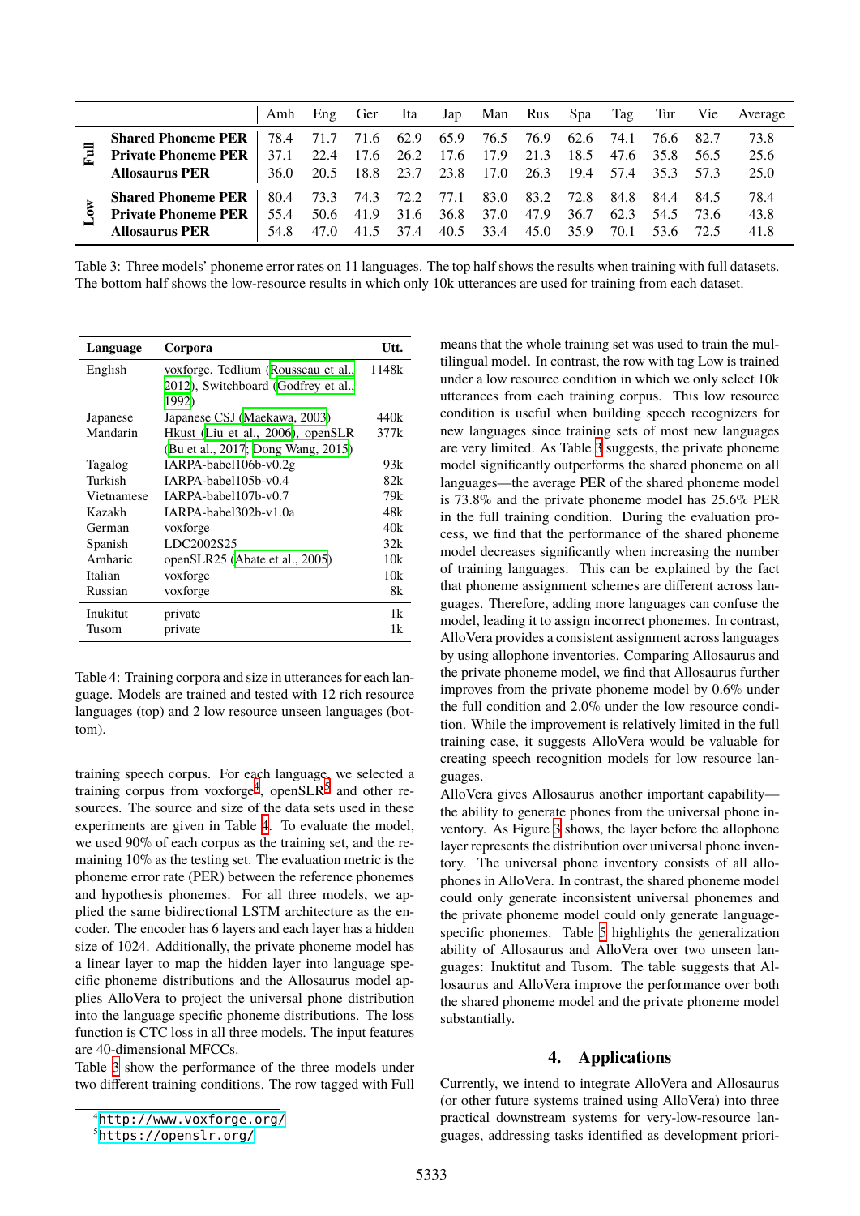|  |  | Amh | Eng | Ger | Ita | Jap | Man | Rus | Spa | Tag | Tur | Vie | Average |
|---|---|---|---|---|---|---|---|---|---|---|---|---|---|
| **Full** | **Shared Phoneme PER** | 78.4 | 71.7 | 71.6 | 62.9 | 65.9 | 76.5 | 76.9 | 62.6 | 74.1 | 76.6 | 82.7 | 73.8 |
|  | **Private Phoneme PER** | 37.1 | 22.4 | 17.6 | 26.2 | 17.6 | 17.9 | 21.3 | 18.5 | 47.6 | 35.8 | 56.5 | 25.6 |
|  | **Allosaurus PER** | 36.0 | 20.5 | 18.8 | 23.7 | 23.8 | 17.0 | 26.3 | 19.4 | 57.4 | 35.3 | 57.3 | 25.0 |
| **Low** | **Shared Phoneme PER** | 80.4 | 73.3 | 74.3 | 72.2 | 77.1 | 83.0 | 83.2 | 72.8 | 84.8 | 84.4 | 84.5 | 78.4 |
|  | **Private Phoneme PER** | 55.4 | 50.6 | 41.9 | 31.6 | 36.8 | 37.0 | 47.9 | 36.7 | 62.3 | 54.5 | 73.6 | 43.8 |
|  | **Allosaurus PER** | 54.8 | 47.0 | 41.5 | 37.4 | 40.5 | 33.4 | 45.0 | 35.9 | 70.1 | 53.6 | 72.5 | 41.8 |

Table 3: Three models' phoneme error rates on 11 languages. The top half shows the results when training with full datasets. The bottom half shows the low-resource results in which only 10k utterances are used for training from each dataset.

| **Language** | **Corpora** | **Utt.** |
|---|---|---|
| English | voxforge, Tedlium (Rousseau et al., 2012), Switchboard (Godfrey et al., 1992) | 1148k |
| Japanese | Japanese CSJ (Maekawa, 2003) | 440k |
| Mandarin | Hkust (Liu et al., 2006), openSLR (Bu et al., 2017; Dong Wang, 2015) | 377k |
| Tagalog | IARPA-babel106b-v0.2g | 93k |
| Turkish | IARPA-babel105b-v0.4 | 82k |
| Vietnamese | IARPA-babel107b-v0.7 | 79k |
| Kazakh | IARPA-babel302b-v1.0a | 48k |
| German | voxforge | 40k |
| Spanish | LDC2002S25 | 32k |
| Amharic | openSLR25 (Abate et al., 2005) | 10k |
| Italian | voxforge | 10k |
| Russian | voxforge | 8k |
| Inukitut | private | 1k |
| Tusom | private | 1k |

Table 4: Training corpora and size in utterances for each language. Models are trained and tested with 12 rich resource languages (top) and 2 low resource unseen languages (bottom).

training speech corpus. For each language, we selected a training corpus from voxforge[4], openSLR[5] and other resources. The source and size of the data sets used in these experiments are given in Table 4. To evaluate the model, we used 90% of each corpus as the training set, and the remaining 10% as the testing set. The evaluation metric is the phoneme error rate (PER) between the reference phonemes and hypothesis phonemes. For all three models, we applied the same bidirectional LSTM architecture as the encoder. The encoder has 6 layers and each layer has a hidden size of 1024. Additionally, the private phoneme model has a linear layer to map the hidden layer into language specific phoneme distributions and the Allosaurus model applies AlloVera to project the universal phone distribution into the language specific phoneme distributions. The loss function is CTC loss in all three models. The input features are 40-dimensional MFCCs.

Table 3 show the performance of the three models under two different training conditions. The row tagged with Full means that the whole training set was used to train the multilingual model. In contrast, the row with tag Low is trained under a low resource condition in which we only select 10k utterances from each training corpus. This low resource condition is useful when building speech recognizers for new languages since training sets of most new languages are very limited. As Table 3 suggests, the private phoneme model significantly outperforms the shared phoneme on all languages—the average PER of the shared phoneme model is 73.8% and the private phoneme model has 25.6% PER in the full training condition. During the evaluation process, we find that the performance of the shared phoneme model decreases significantly when increasing the number of training languages. This can be explained by the fact that phoneme assignment schemes are different across languages. Therefore, adding more languages can confuse the model, leading it to assign incorrect phonemes. In contrast, AlloVera provides a consistent assignment across languages by using allophone inventories. Comparing Allosaurus and the private phoneme model, we find that Allosaurus further improves from the private phoneme model by 0.6% under the full condition and 2.0% under the low resource condition. While the improvement is relatively limited in the full training case, it suggests AlloVera would be valuable for creating speech recognition models for low resource languages.

AlloVera gives Allosaurus another important capability—the ability to generate phones from the universal phone inventory. As Figure 3 shows, the layer before the allophone layer represents the distribution over universal phone inventory. The universal phone inventory consists of all allophones in AlloVera. In contrast, the shared phoneme model could only generate inconsistent universal phonemes and the private phoneme model could only generate language-specific phonemes. Table 5 highlights the generalization ability of Allosaurus and AlloVera over two unseen languages: Inuktitut and Tusom. The table suggests that Allosaurus and AlloVera improve the performance over both the shared phoneme model and the private phoneme model substantially.

## 4. Applications

Currently, we intend to integrate AlloVera and Allosaurus (or other future systems trained using AlloVera) into three practical downstream systems for very-low-resource languages, addressing tasks identified as development priori-

[4] http://www.voxforge.org/

[5] https://openslr.org/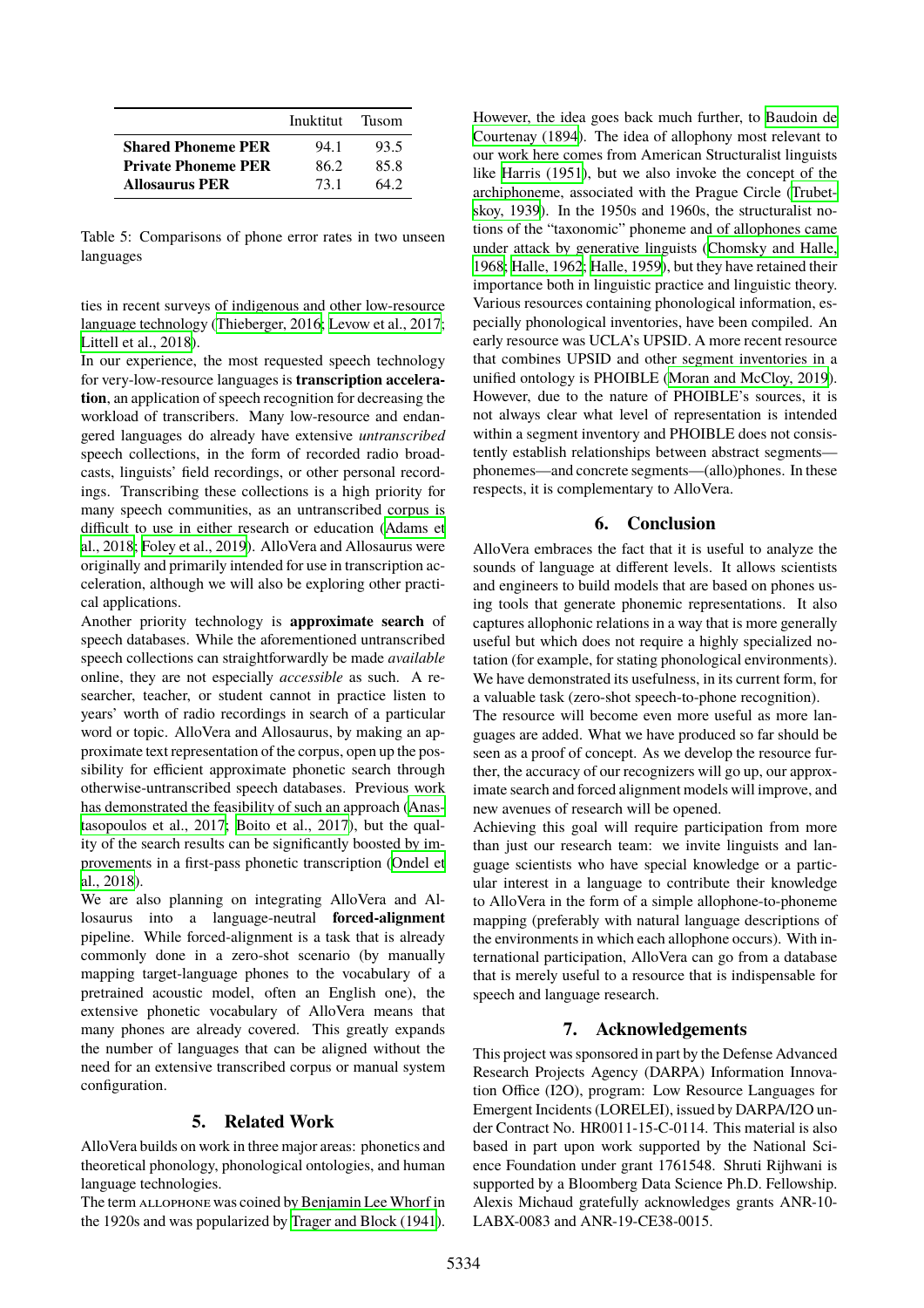| | Inuktitut | Tusom |
|---|---|---|
| **Shared Phoneme PER** | 94.1 | 93.5 |
| **Private Phoneme PER** | 86.2 | 85.8 |
| **Allosaurus PER** | 73.1 | 64.2 |

Table 5: Comparisons of phone error rates in two unseen languages

ties in recent surveys of indigenous and other low-resource language technology (Thieberger, 2016; Levow et al., 2017; Littell et al., 2018).

In our experience, the most requested speech technology for very-low-resource languages is **transcription acceleration**, an application of speech recognition for decreasing the workload of transcribers. Many low-resource and endangered languages do already have extensive *untranscribed* speech collections, in the form of recorded radio broadcasts, linguists' field recordings, or other personal recordings. Transcribing these collections is a high priority for many speech communities, as an untranscribed corpus is difficult to use in either research or education (Adams et al., 2018; Foley et al., 2019). AlloVera and Allosaurus were originally and primarily intended for use in transcription acceleration, although we will also be exploring other practical applications.

Another priority technology is **approximate search** of speech databases. While the aforementioned untranscribed speech collections can straightforwardly be made *available* online, they are not especially *accessible* as such. A researcher, teacher, or student cannot in practice listen to years' worth of radio recordings in search of a particular word or topic. AlloVera and Allosaurus, by making an approximate text representation of the corpus, open up the possibility for efficient approximate phonetic search through otherwise-untranscribed speech databases. Previous work has demonstrated the feasibility of such an approach (Anastasopoulos et al., 2017; Boito et al., 2017), but the quality of the search results can be significantly boosted by improvements in a first-pass phonetic transcription (Ondel et al., 2018).

We are also planning on integrating AlloVera and Allosaurus into a language-neutral **forced-alignment** pipeline. While forced-alignment is a task that is already commonly done in a zero-shot scenario (by manually mapping target-language phones to the vocabulary of a pretrained acoustic model, often an English one), the extensive phonetic vocabulary of AlloVera means that many phones are already covered. This greatly expands the number of languages that can be aligned without the need for an extensive transcribed corpus or manual system configuration.

## 5. Related Work

AlloVera builds on work in three major areas: phonetics and theoretical phonology, phonological ontologies, and human language technologies.

The term ALLOPHONE was coined by Benjamin Lee Whorf in the 1920s and was popularized by Trager and Block (1941). However, the idea goes back much further, to Baudoin de Courtenay (1894). The idea of allophony most relevant to our work here comes from American Structuralist linguists like Harris (1951), but we also invoke the concept of the archiphoneme, associated with the Prague Circle (Trubetskoy, 1939). In the 1950s and 1960s, the structuralist notions of the "taxonomic" phoneme and of allophones came under attack by generative linguists (Chomsky and Halle, 1968; Halle, 1962; Halle, 1959), but they have retained their importance both in linguistic practice and linguistic theory. Various resources containing phonological information, especially phonological inventories, have been compiled. An early resource was UCLA's UPSID. A more recent resource that combines UPSID and other segment inventories in a unified ontology is PHOIBLE (Moran and McCloy, 2019). However, due to the nature of PHOIBLE's sources, it is not always clear what level of representation is intended within a segment inventory and PHOIBLE does not consistently establish relationships between abstract segments—phonemes—and concrete segments—(allo)phones. In these respects, it is complementary to AlloVera.

## 6. Conclusion

AlloVera embraces the fact that it is useful to analyze the sounds of language at different levels. It allows scientists and engineers to build models that are based on phones using tools that generate phonemic representations. It also captures allophonic relations in a way that is more generally useful but which does not require a highly specialized notation (for example, for stating phonological environments). We have demonstrated its usefulness, in its current form, for a valuable task (zero-shot speech-to-phone recognition).

The resource will become even more useful as more languages are added. What we have produced so far should be seen as a proof of concept. As we develop the resource further, the accuracy of our recognizers will go up, our approximate search and forced alignment models will improve, and new avenues of research will be opened.

Achieving this goal will require participation from more than just our research team: we invite linguists and language scientists who have special knowledge or a particular interest in a language to contribute their knowledge to AlloVera in the form of a simple allophone-to-phoneme mapping (preferably with natural language descriptions of the environments in which each allophone occurs). With international participation, AlloVera can go from a database that is merely useful to a resource that is indispensable for speech and language research.

## 7. Acknowledgements

This project was sponsored in part by the Defense Advanced Research Projects Agency (DARPA) Information Innovation Office (I2O), program: Low Resource Languages for Emergent Incidents (LORELEI), issued by DARPA/I2O under Contract No. HR0011-15-C-0114. This material is also based in part upon work supported by the National Science Foundation under grant 1761548. Shruti Rijhwani is supported by a Bloomberg Data Science Ph.D. Fellowship. Alexis Michaud gratefully acknowledges grants ANR-10-LABX-0083 and ANR-19-CE38-0015.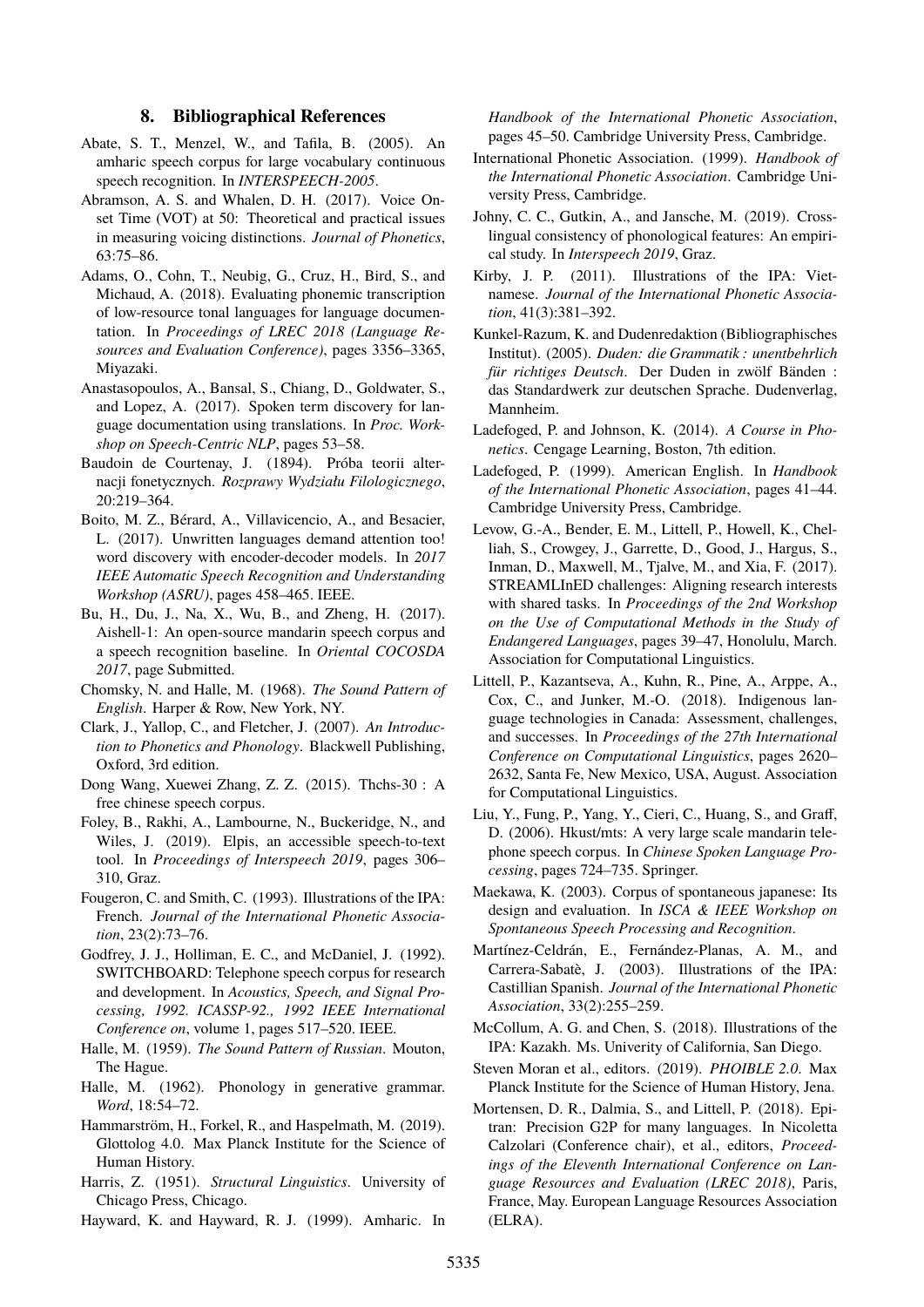## 8. Bibliographical References

Abate, S. T., Menzel, W., and Tafila, B. (2005). An amharic speech corpus for large vocabulary continuous speech recognition. In *INTERSPEECH-2005*.

Abramson, A. S. and Whalen, D. H. (2017). Voice Onset Time (VOT) at 50: Theoretical and practical issues in measuring voicing distinctions. *Journal of Phonetics*, 63:75–86.

Adams, O., Cohn, T., Neubig, G., Cruz, H., Bird, S., and Michaud, A. (2018). Evaluating phonemic transcription of low-resource tonal languages for language documentation. In *Proceedings of LREC 2018 (Language Resources and Evaluation Conference)*, pages 3356–3365, Miyazaki.

Anastasopoulos, A., Bansal, S., Chiang, D., Goldwater, S., and Lopez, A. (2017). Spoken term discovery for language documentation using translations. In *Proc. Workshop on Speech-Centric NLP*, pages 53–58.

Baudoin de Courtenay, J. (1894). Próba teorii alternacji fonetycznych. *Rozprawy Wydziału Filologicznego*, 20:219–364.

Boito, M. Z., Bérard, A., Villavicencio, A., and Besacier, L. (2017). Unwritten languages demand attention too! word discovery with encoder-decoder models. In *2017 IEEE Automatic Speech Recognition and Understanding Workshop (ASRU)*, pages 458–465. IEEE.

Bu, H., Du, J., Na, X., Wu, B., and Zheng, H. (2017). Aishell-1: An open-source mandarin speech corpus and a speech recognition baseline. In *Oriental COCOSDA 2017*, page Submitted.

Chomsky, N. and Halle, M. (1968). *The Sound Pattern of English*. Harper & Row, New York, NY.

Clark, J., Yallop, C., and Fletcher, J. (2007). *An Introduction to Phonetics and Phonology*. Blackwell Publishing, Oxford, 3rd edition.

Dong Wang, Xuewei Zhang, Z. Z. (2015). Thchs-30 : A free chinese speech corpus.

Foley, B., Rakhi, A., Lambourne, N., Buckeridge, N., and Wiles, J. (2019). Elpis, an accessible speech-to-text tool. In *Proceedings of Interspeech 2019*, pages 306–310, Graz.

Fougeron, C. and Smith, C. (1993). Illustrations of the IPA: French. *Journal of the International Phonetic Association*, 23(2):73–76.

Godfrey, J. J., Holliman, E. C., and McDaniel, J. (1992). SWITCHBOARD: Telephone speech corpus for research and development. In *Acoustics, Speech, and Signal Processing, 1992. ICASSP-92., 1992 IEEE International Conference on*, volume 1, pages 517–520. IEEE.

Halle, M. (1959). *The Sound Pattern of Russian*. Mouton, The Hague.

Halle, M. (1962). Phonology in generative grammar. *Word*, 18:54–72.

Hammarström, H., Forkel, R., and Haspelmath, M. (2019). Glottolog 4.0. Max Planck Institute for the Science of Human History.

Harris, Z. (1951). *Structural Linguistics*. University of Chicago Press, Chicago.

Hayward, K. and Hayward, R. J. (1999). Amharic. In *Handbook of the International Phonetic Association*, pages 45–50. Cambridge University Press, Cambridge.

International Phonetic Association. (1999). *Handbook of the International Phonetic Association*. Cambridge University Press, Cambridge.

Johny, C. C., Gutkin, A., and Jansche, M. (2019). Cross-lingual consistency of phonological features: An empirical study. In *Interspeech 2019*, Graz.

Kirby, J. P. (2011). Illustrations of the IPA: Vietnamese. *Journal of the International Phonetic Association*, 41(3):381–392.

Kunkel-Razum, K. and Dudenredaktion (Bibliographisches Institut). (2005). *Duden: die Grammatik : unentbehrlich für richtiges Deutsch*. Der Duden in zwölf Bänden : das Standardwerk zur deutschen Sprache. Dudenverlag, Mannheim.

Ladefoged, P. and Johnson, K. (2014). *A Course in Phonetics*. Cengage Learning, Boston, 7th edition.

Ladefoged, P. (1999). American English. In *Handbook of the International Phonetic Association*, pages 41–44. Cambridge University Press, Cambridge.

Levow, G.-A., Bender, E. M., Littell, P., Howell, K., Chelliah, S., Crowgey, J., Garrette, D., Good, J., Hargus, S., Inman, D., Maxwell, M., Tjalve, M., and Xia, F. (2017). STREAMLInED challenges: Aligning research interests with shared tasks. In *Proceedings of the 2nd Workshop on the Use of Computational Methods in the Study of Endangered Languages*, pages 39–47, Honolulu, March. Association for Computational Linguistics.

Littell, P., Kazantseva, A., Kuhn, R., Pine, A., Arppe, A., Cox, C., and Junker, M.-O. (2018). Indigenous language technologies in Canada: Assessment, challenges, and successes. In *Proceedings of the 27th International Conference on Computational Linguistics*, pages 2620–2632, Santa Fe, New Mexico, USA, August. Association for Computational Linguistics.

Liu, Y., Fung, P., Yang, Y., Cieri, C., Huang, S., and Graff, D. (2006). Hkust/mts: A very large scale mandarin telephone speech corpus. In *Chinese Spoken Language Processing*, pages 724–735. Springer.

Maekawa, K. (2003). Corpus of spontaneous japanese: Its design and evaluation. In *ISCA & IEEE Workshop on Spontaneous Speech Processing and Recognition*.

Martínez-Celdrán, E., Fernández-Planas, A. M., and Carrera-Sabatè, J. (2003). Illustrations of the IPA: Castillian Spanish. *Journal of the International Phonetic Association*, 33(2):255–259.

McCollum, A. G. and Chen, S. (2018). Illustrations of the IPA: Kazakh. Ms. Univerity of California, San Diego.

Steven Moran et al., editors. (2019). *PHOIBLE 2.0*. Max Planck Institute for the Science of Human History, Jena.

Mortensen, D. R., Dalmia, S., and Littell, P. (2018). Epitran: Precision G2P for many languages. In Nicoletta Calzolari (Conference chair), et al., editors, *Proceedings of the Eleventh International Conference on Language Resources and Evaluation (LREC 2018)*, Paris, France, May. European Language Resources Association (ELRA).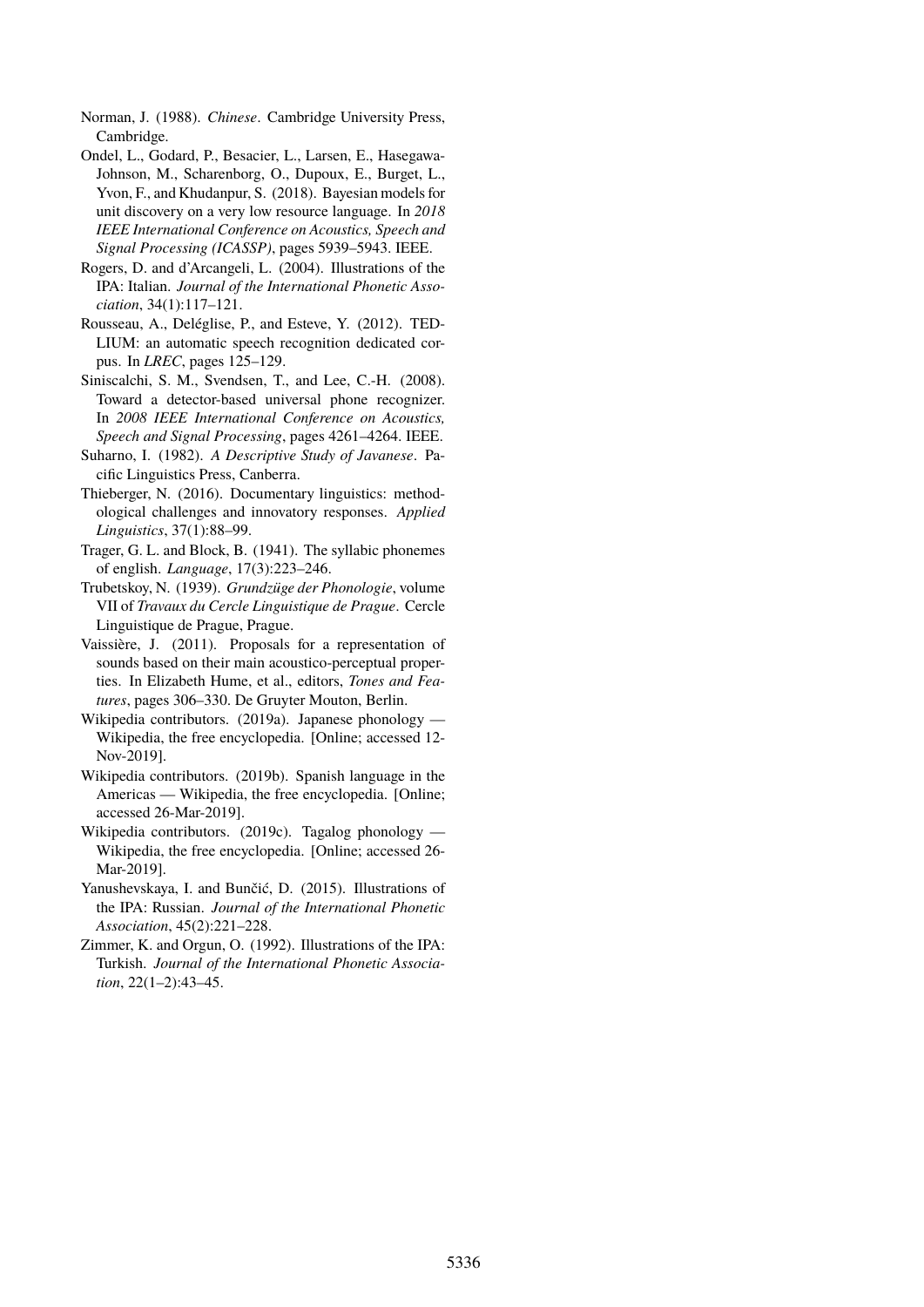Norman, J. (1988). *Chinese*. Cambridge University Press, Cambridge.

Ondel, L., Godard, P., Besacier, L., Larsen, E., Hasegawa-Johnson, M., Scharenborg, O., Dupoux, E., Burget, L., Yvon, F., and Khudanpur, S. (2018). Bayesian models for unit discovery on a very low resource language. In *2018 IEEE International Conference on Acoustics, Speech and Signal Processing (ICASSP)*, pages 5939–5943. IEEE.

Rogers, D. and d'Arcangeli, L. (2004). Illustrations of the IPA: Italian. *Journal of the International Phonetic Association*, 34(1):117–121.

Rousseau, A., Deléglise, P., and Esteve, Y. (2012). TED-LIUM: an automatic speech recognition dedicated corpus. In *LREC*, pages 125–129.

Siniscalchi, S. M., Svendsen, T., and Lee, C.-H. (2008). Toward a detector-based universal phone recognizer. In *2008 IEEE International Conference on Acoustics, Speech and Signal Processing*, pages 4261–4264. IEEE.

Suharno, I. (1982). *A Descriptive Study of Javanese*. Pacific Linguistics Press, Canberra.

Thieberger, N. (2016). Documentary linguistics: methodological challenges and innovatory responses. *Applied Linguistics*, 37(1):88–99.

Trager, G. L. and Block, B. (1941). The syllabic phonemes of english. *Language*, 17(3):223–246.

Trubetskoy, N. (1939). *Grundzüge der Phonologie*, volume VII of *Travaux du Cercle Linguistique de Prague*. Cercle Linguistique de Prague, Prague.

Vaissière, J. (2011). Proposals for a representation of sounds based on their main acoustico-perceptual properties. In Elizabeth Hume, et al., editors, *Tones and Features*, pages 306–330. De Gruyter Mouton, Berlin.

Wikipedia contributors. (2019a). Japanese phonology — Wikipedia, the free encyclopedia. [Online; accessed 12-Nov-2019].

Wikipedia contributors. (2019b). Spanish language in the Americas — Wikipedia, the free encyclopedia. [Online; accessed 26-Mar-2019].

Wikipedia contributors. (2019c). Tagalog phonology — Wikipedia, the free encyclopedia. [Online; accessed 26-Mar-2019].

Yanushevskaya, I. and Bunčić, D. (2015). Illustrations of the IPA: Russian. *Journal of the International Phonetic Association*, 45(2):221–228.

Zimmer, K. and Orgun, O. (1992). Illustrations of the IPA: Turkish. *Journal of the International Phonetic Association*, 22(1–2):43–45.